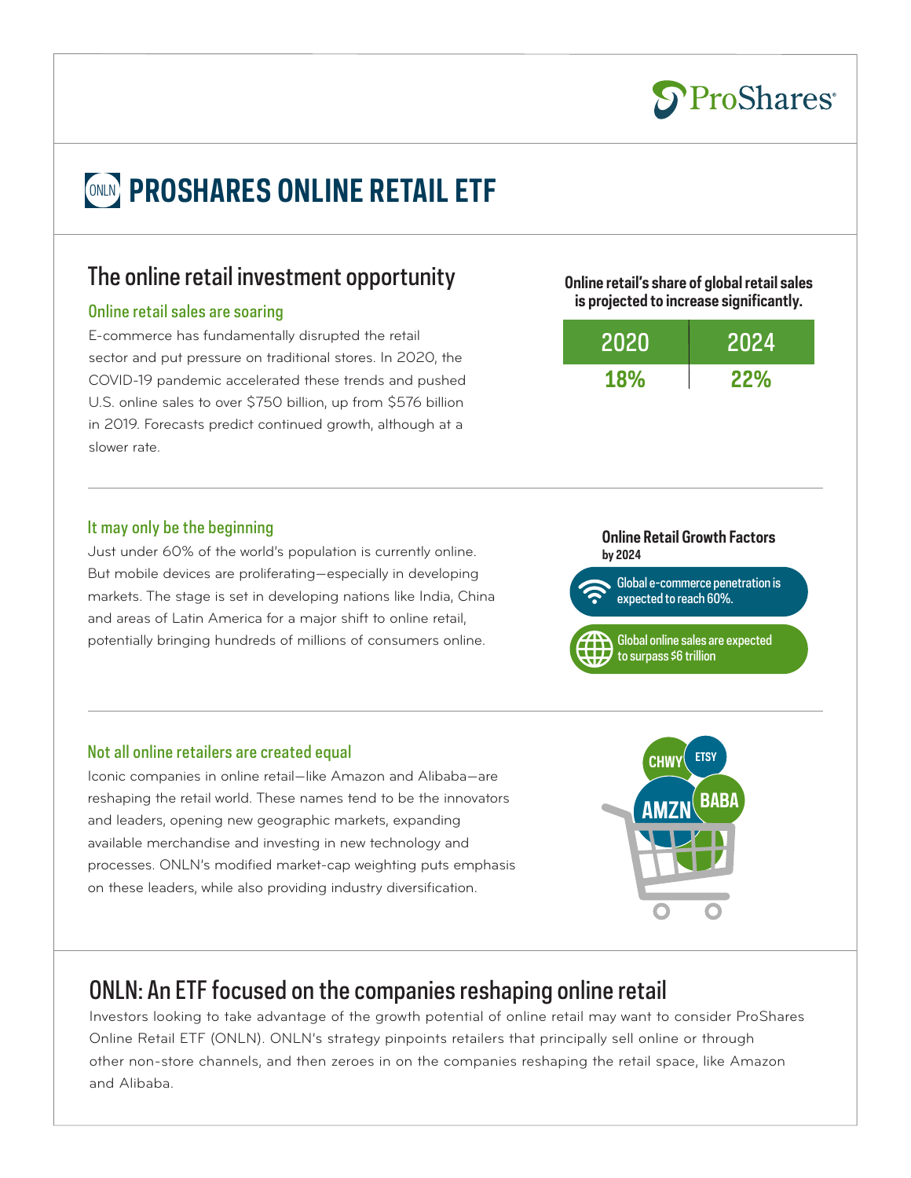ProShares

# PROSHARES ONLINE RETAIL ETF

## The online retail investment opportunity

### Online retail sales are soaring

E-commerce has fundamentally disrupted the retail sector and put pressure on traditional stores. In 2020, the COVID-19 pandemic accelerated these trends and pushed U.S. online sales to over $750 billion, up from $576 billion in 2019. Forecasts predict continued growth, although at a slower rate.

**Online retail's share of global retail sales is projected to increase significantly.**

| 2020 | 2024 |
|---|---|
| 18% | 22% |

### It may only be the beginning

Just under 60% of the world's population is currently online. But mobile devices are proliferating—especially in developing markets. The stage is set in developing nations like India, China and areas of Latin America for a major shift to online retail, potentially bringing hundreds of millions of consumers online.

**Online Retail Growth Factors**
**by 2024**

- Global e-commerce penetration is expected to reach 60%.
- Global online sales are expected to surpass $6 trillion

### Not all online retailers are created equal

Iconic companies in online retail—like Amazon and Alibaba—are reshaping the retail world. These names tend to be the innovators and leaders, opening new geographic markets, expanding available merchandise and investing in new technology and processes. ONLN's modified market-cap weighting puts emphasis on these leaders, while also providing industry diversification.

CHWY ETSY AMZN BABA

## ONLN: An ETF focused on the companies reshaping online retail

Investors looking to take advantage of the growth potential of online retail may want to consider ProShares Online Retail ETF (ONLN). ONLN's strategy pinpoints retailers that principally sell online or through other non-store channels, and then zeroes in on the companies reshaping the retail space, like Amazon and Alibaba.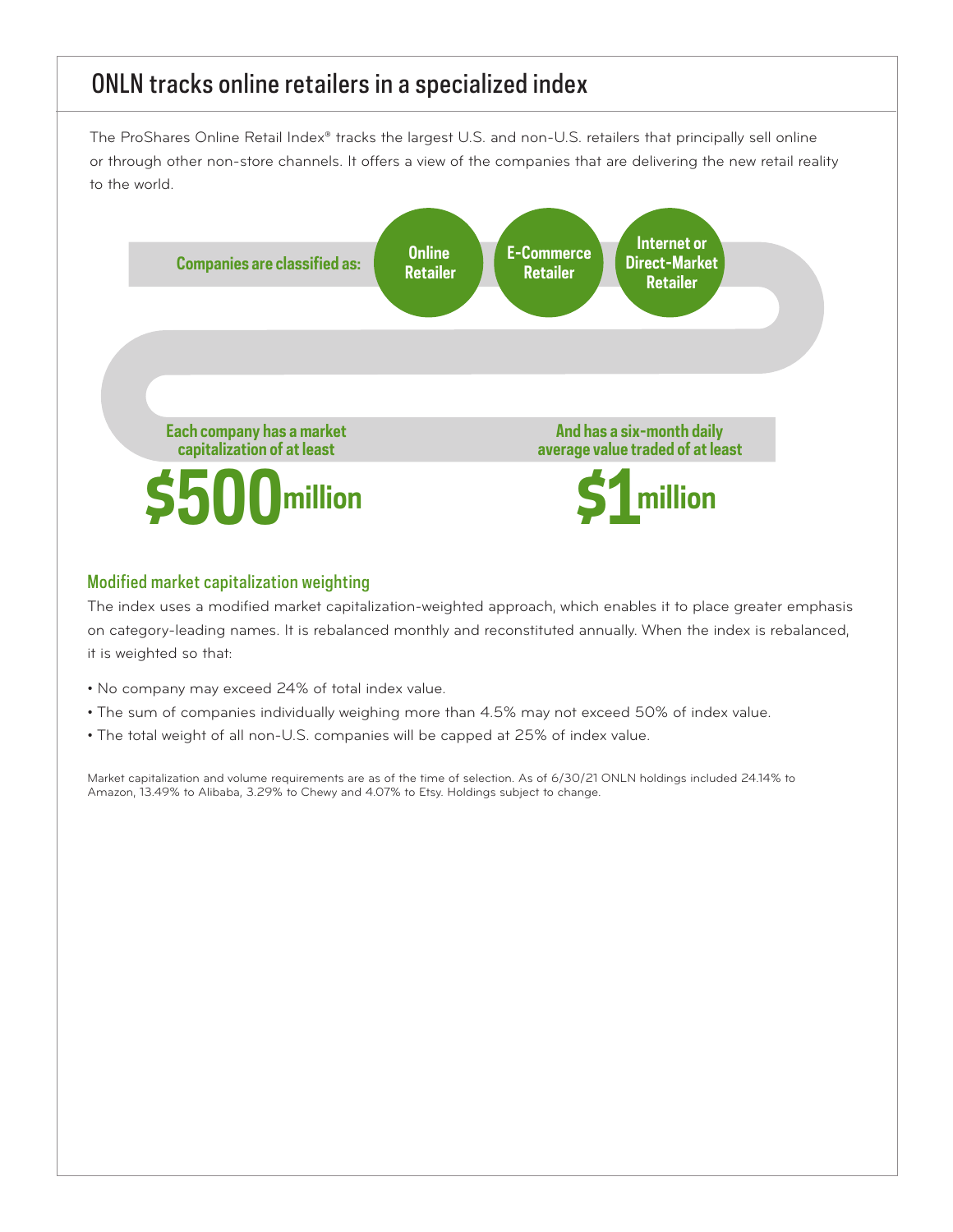## ONLN tracks online retailers in a specialized index

The ProShares Online Retail Index® tracks the largest U.S. and non-U.S. retailers that principally sell online or through other non-store channels. It offers a view of the companies that are delivering the new retail reality to the world.

**Companies are classified as:**

- **Online Retailer**
- **E-Commerce Retailer**
- **Internet or Direct-Market Retailer**

**Each company has a market capitalization of at least**

**$500 million**

**And has a six-month daily average value traded of at least**

**$1 million**

### Modified market capitalization weighting

The index uses a modified market capitalization-weighted approach, which enables it to place greater emphasis on category-leading names. It is rebalanced monthly and reconstituted annually. When the index is rebalanced, it is weighted so that:

- No company may exceed 24% of total index value.
- The sum of companies individually weighing more than 4.5% may not exceed 50% of index value.
- The total weight of all non-U.S. companies will be capped at 25% of index value.

Market capitalization and volume requirements are as of the time of selection. As of 6/30/21 ONLN holdings included 24.14% to Amazon, 13.49% to Alibaba, 3.29% to Chewy and 4.07% to Etsy. Holdings subject to change.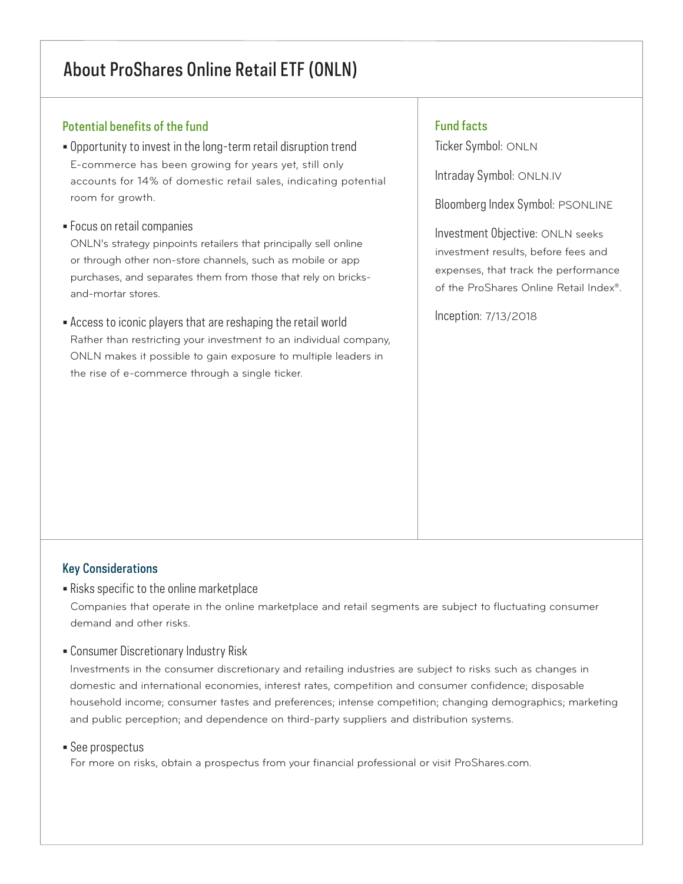# About ProShares Online Retail ETF (ONLN)

## Potential benefits of the fund

- Opportunity to invest in the long-term retail disruption trend
  E-commerce has been growing for years yet, still only accounts for 14% of domestic retail sales, indicating potential room for growth.

- Focus on retail companies
  ONLN's strategy pinpoints retailers that principally sell online or through other non-store channels, such as mobile or app purchases, and separates them from those that rely on bricks-and-mortar stores.

- Access to iconic players that are reshaping the retail world
  Rather than restricting your investment to an individual company, ONLN makes it possible to gain exposure to multiple leaders in the rise of e-commerce through a single ticker.

## Fund facts

Ticker Symbol: ONLN

Intraday Symbol: ONLN.IV

Bloomberg Index Symbol: PSONLINE

Investment Objective: ONLN seeks investment results, before fees and expenses, that track the performance of the ProShares Online Retail Index®.

Inception: 7/13/2018

## Key Considerations

- Risks specific to the online marketplace
  Companies that operate in the online marketplace and retail segments are subject to fluctuating consumer demand and other risks.

- Consumer Discretionary Industry Risk
  Investments in the consumer discretionary and retailing industries are subject to risks such as changes in domestic and international economies, interest rates, competition and consumer confidence; disposable household income; consumer tastes and preferences; intense competition; changing demographics; marketing and public perception; and dependence on third-party suppliers and distribution systems.

- See prospectus
  For more on risks, obtain a prospectus from your financial professional or visit ProShares.com.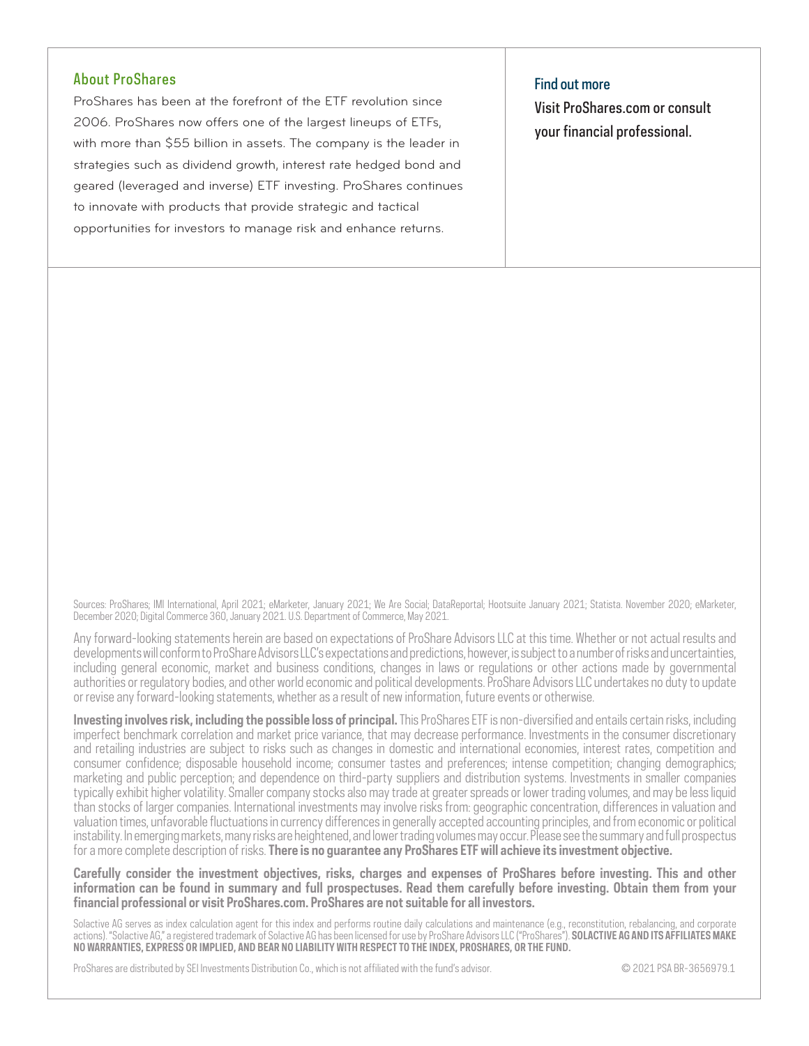## About ProShares

ProShares has been at the forefront of the ETF revolution since 2006. ProShares now offers one of the largest lineups of ETFs, with more than $55 billion in assets. The company is the leader in strategies such as dividend growth, interest rate hedged bond and geared (leveraged and inverse) ETF investing. ProShares continues to innovate with products that provide strategic and tactical opportunities for investors to manage risk and enhance returns.

## Find out more

Visit ProShares.com or consult your financial professional.

Sources: ProShares; IMI International, April 2021; eMarketer, January 2021; We Are Social; DataReportal; Hootsuite January 2021; Statista. November 2020; eMarketer, December 2020; Digital Commerce 360, January 2021. U.S. Department of Commerce, May 2021.

Any forward-looking statements herein are based on expectations of ProShare Advisors LLC at this time. Whether or not actual results and developments will conform to ProShare Advisors LLC's expectations and predictions, however, is subject to a number of risks and uncertainties, including general economic, market and business conditions, changes in laws or regulations or other actions made by governmental authorities or regulatory bodies, and other world economic and political developments. ProShare Advisors LLC undertakes no duty to update or revise any forward-looking statements, whether as a result of new information, future events or otherwise.

**Investing involves risk, including the possible loss of principal.** This ProShares ETF is non-diversified and entails certain risks, including imperfect benchmark correlation and market price variance, that may decrease performance. Investments in the consumer discretionary and retailing industries are subject to risks such as changes in domestic and international economies, interest rates, competition and consumer confidence; disposable household income; consumer tastes and preferences; intense competition; changing demographics; marketing and public perception; and dependence on third-party suppliers and distribution systems. Investments in smaller companies typically exhibit higher volatility. Smaller company stocks also may trade at greater spreads or lower trading volumes, and may be less liquid than stocks of larger companies. International investments may involve risks from: geographic concentration, differences in valuation and valuation times, unfavorable fluctuations in currency differences in generally accepted accounting principles, and from economic or political instability. In emerging markets, many risks are heightened, and lower trading volumes may occur. Please see the summary and full prospectus for a more complete description of risks. **There is no guarantee any ProShares ETF will achieve its investment objective.**

**Carefully consider the investment objectives, risks, charges and expenses of ProShares before investing. This and other information can be found in summary and full prospectuses. Read them carefully before investing. Obtain them from your financial professional or visit ProShares.com. ProShares are not suitable for all investors.**

Solactive AG serves as index calculation agent for this index and performs routine daily calculations and maintenance (e.g., reconstitution, rebalancing, and corporate actions). "Solactive AG," a registered trademark of Solactive AG has been licensed for use by ProShare Advisors LLC ("ProShares"). **SOLACTIVE AG AND ITS AFFILIATES MAKE NO WARRANTIES, EXPRESS OR IMPLIED, AND BEAR NO LIABILITY WITH RESPECT TO THE INDEX, PROSHARES, OR THE FUND.**

ProShares are distributed by SEI Investments Distribution Co., which is not affiliated with the fund's advisor.

© 2021 PSA BR-3656979.1